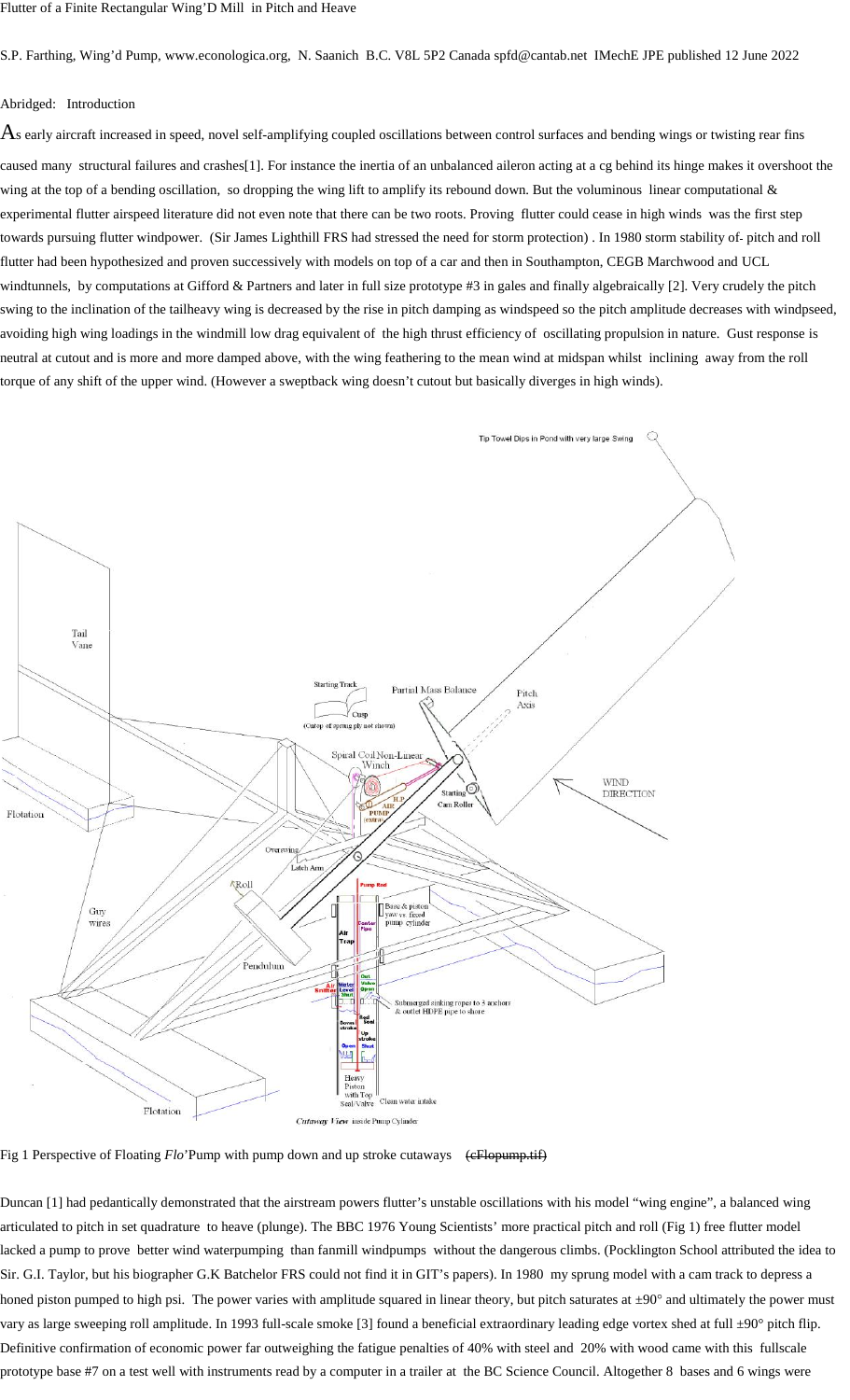Flutter of a Finite Rectangular Wing'D Mill in Pitch and Heave

S.P. Farthing, Wing'd Pump, www.econologica.org, N. Saanich B.C. V8L 5P2 Canada spfd@cantab.net IMechE JPE published 12 June 2022

Abridged: Introduction

As early aircraft increased in speed, novel self-amplifying coupled oscillations between control surfaces and bending wings or twisting rear fins caused many structural failures and crashes[1]. For instance the inertia of an unbalanced aileron acting at a cg behind its hinge makes it overshoot the wing at the top of a bending oscillation, so dropping the wing lift to amplify its rebound down. But the voluminous linear computational & experimental flutter airspeed literature did not even note that there can be two roots. Proving flutter could cease in high winds was the first step towards pursuing flutter windpower. (Sir James Lighthill FRS had stressed the need for storm protection) . In 1980 storm stability of- pitch and roll flutter had been hypothesized and proven successively with models on top of a car and then in Southampton, CEGB Marchwood and UCL windtunnels, by computations at Gifford & Partners and later in full size prototype #3 in gales and finally algebraically [2]. Very crudely the pitch swing to the inclination of the tailheavy wing is decreased by the rise in pitch damping as windspeed so the pitch amplitude decreases with windpseed, avoiding high wing loadings in the windmill low drag equivalent of the high thrust efficiency of oscillating propulsion in nature. Gust response is neutral at cutout and is more and more damped above, with the wing feathering to the mean wind at midspan whilst inclining away from the roll torque of any shift of the upper wind. (However a sweptback wing doesn't cutout but basically diverges in high winds).

Fig 1 Perspective of Floating *Flo*'Pump with pump down and up stroke cutaways ~~(cFlopump.tif)~~

Duncan [1] had pedantically demonstrated that the airstream powers flutter's unstable oscillations with his model "wing engine", a balanced wing articulated to pitch in set quadrature to heave (plunge). The BBC 1976 Young Scientists' more practical pitch and roll (Fig 1) free flutter model lacked a pump to prove better wind waterpumping than fanmill windpumps without the dangerous climbs. (Pocklington School attributed the idea to Sir. G.I. Taylor, but his biographer G.K Batchelor FRS could not find it in GIT's papers). In 1980 my sprung model with a cam track to depress a honed piston pumped to high psi. The power varies with amplitude squared in linear theory, but pitch saturates at ±90° and ultimately the power must vary as large sweeping roll amplitude. In 1993 full-scale smoke [3] found a beneficial extraordinary leading edge vortex shed at full ±90° pitch flip. Definitive confirmation of economic power far outweighing the fatigue penalties of 40% with steel and 20% with wood came with this fullscale prototype base #7 on a test well with instruments read by a computer in a trailer at the BC Science Council. Altogether 8 bases and 6 wings were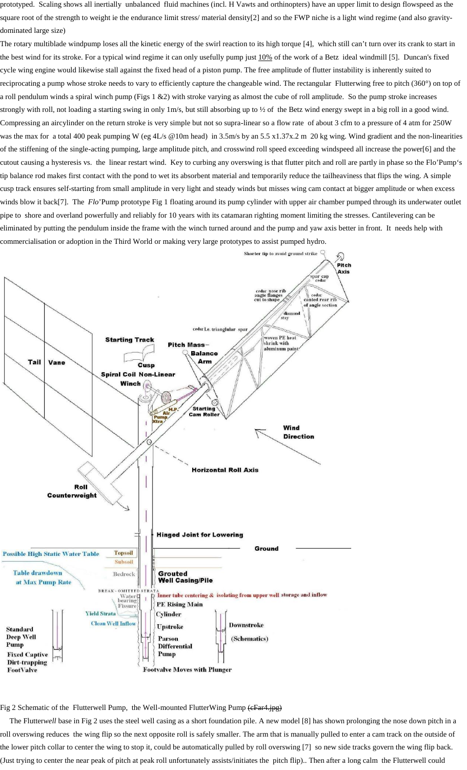prototyped. Scaling shows all inertially unbalanced fluid machines (incl. H Vawts and orthinopters) have an upper limit to design flowspeed as the square root of the strength to weight ie the endurance limit stress/ material density[2] and so the FWP niche is a light wind regime (and also gravity-dominated large size)

The rotary multiblade windpump loses all the kinetic energy of the swirl reaction to its high torque [4], which still can't turn over its crank to start in the best wind for its stroke. For a typical wind regime it can only usefully pump just 10% of the work of a Betz ideal windmill [5]. Duncan's fixed cycle wing engine would likewise stall against the fixed head of a piston pump. The free amplitude of flutter instability is inherently suited to reciprocating a pump whose stroke needs to vary to efficiently capture the changeable wind. The rectangular Flutterwing free to pitch (360°) on top of a roll pendulum winds a spiral winch pump (Figs 1 &2) with stroke varying as almost the cube of roll amplitude. So the pump stroke increases strongly with roll, not loading a starting swing in only 1m/s, but still absorbing up to ½ of the Betz wind energy swept in a big roll in a good wind. Compressing an aircylinder on the return stroke is very simple but not so supra-linear so a flow rate of about 3 cfm to a pressure of 4 atm for 250W was the max for a total 400 peak pumping W (eg 4L/s @10m head) in 3.5m/s by an 5.5 x1.37x2.2 m 20 kg wing. Wind gradient and the non-linearities of the stiffening of the single-acting pumping, large amplitude pitch, and crosswind roll speed exceeding windspeed all increase the power[6] and the cutout causing a hysteresis vs. the linear restart wind. Key to curbing any overswing is that flutter pitch and roll are partly in phase so the Flo'Pump's tip balance rod makes first contact with the pond to wet its absorbent material and temporarily reduce the tailheaviness that flips the wing. A simple cusp track ensures self-starting from small amplitude in very light and steady winds but misses wing cam contact at bigger amplitude or when excess winds blow it back[7]. The *Flo'Pump* prototype Fig 1 floating around its pump cylinder with upper air chamber pumped through its underwater outlet pipe to shore and overland powerfully and reliably for 10 years with its catamaran righting moment limiting the stresses. Cantilevering can be eliminated by putting the pendulum inside the frame with the winch turned around and the pump and yaw axis better in front. It needs help with commercialisation or adoption in the Third World or making very large prototypes to assist pumped hydro.

Fig 2 Schematic of the Flutterwell Pump, the Well-mounted FlutterWing Pump ~~(cFar4.jpg)~~

The Flutter*well* base in Fig 2 uses the steel well casing as a short foundation pile. A new model [8] has shown prolonging the nose down pitch in a roll overswing reduces the wing flip so the next opposite roll is safely smaller. The arm that is manually pulled to enter a cam track on the outside of the lower pitch collar to center the wing to stop it, could be automatically pulled by roll overswing [7] so new side tracks govern the wing flip back. (Just trying to center the near peak of pitch at peak roll unfortunately assists/initiates the pitch flip).. Then after a long calm the Flutterwell could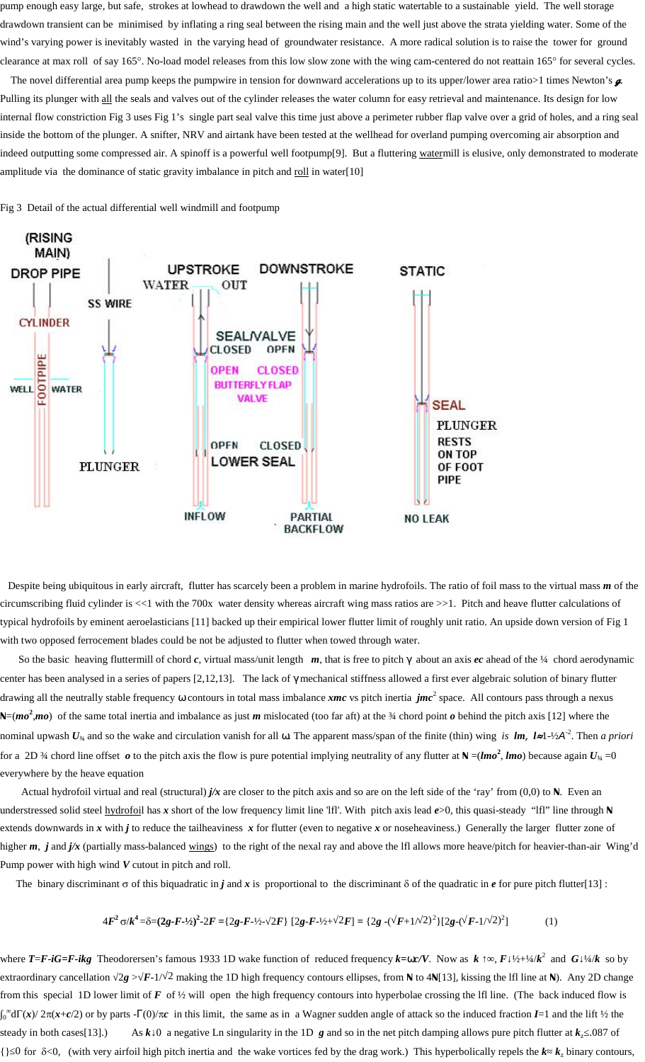pump enough easy large, but safe, strokes at lowhead to drawdown the well and a high static watertable to a sustainable yield. The well storage drawdown transient can be minimised by inflating a ring seal between the rising main and the well just above the strata yielding water. Some of the wind's varying power is inevitably wasted in the varying head of groundwater resistance. A more radical solution is to raise the tower for ground clearance at max roll of say 165°. No-load model releases from this low slow zone with the wing cam-centered do not reattain 165° for several cycles.

The novel differential area pump keeps the pumpwire in tension for downward accelerations up to its upper/lower area ratio>1 times Newton's $g$. Pulling its plunger with all the seals and valves out of the cylinder releases the water column for easy retrieval and maintenance. Its design for low internal flow constriction Fig 3 uses Fig 1's single part seal valve this time just above a perimeter rubber flap valve over a grid of holes, and a ring seal inside the bottom of the plunger. A snifter, NRV and airtank have been tested at the wellhead for overland pumping overcoming air absorption and indeed outputting some compressed air. A spinoff is a powerful well footpump[9]. But a fluttering watermill is elusive, only demonstrated to moderate amplitude via the dominance of static gravity imbalance in pitch and roll in water[10]

Fig 3 Detail of the actual differential well windmill and footpump

Despite being ubiquitous in early aircraft, flutter has scarcely been a problem in marine hydrofoils. The ratio of foil mass to the virtual mass $m$ of the circumscribing fluid cylinder is <<1 with the 700x water density whereas aircraft wing mass ratios are >>1. Pitch and heave flutter calculations of typical hydrofoils by eminent aeroelasticians [11] backed up their empirical lower flutter limit of roughly unit ratio. An upside down version of Fig 1 with two opposed ferrocement blades could be not be adjusted to flutter when towed through water.

So the basic heaving fluttermill of chord $c$, virtual mass/unit length $m$, that is free to pitch $\gamma$ about an axis $ec$ ahead of the ¼ chord aerodynamic center has been analysed in a series of papers [2,12,13]. The lack of $\gamma$ mechanical stiffness allowed a first ever algebraic solution of binary flutter drawing all the neutrally stable frequency $\omega$ contours in total mass imbalance $xmc$ vs pitch inertia $jmc^2$ space. All contours pass through a nexus $\aleph=(mo^2,mo)$ of the same total inertia and imbalance as just $m$ mislocated (too far aft) at the ¾ chord point $o$ behind the pitch axis [12] where the nominal upwash $U_{¾}$ and so the wake and circulation vanish for all $\omega$. The apparent mass/span of the finite (thin) wing is $lm$, $l\approx 1-½A^{-2}$. Then *a priori* for a 2D ¾ chord line offset $o$ to the pitch axis the flow is pure potential implying neutrality of any flutter at $\aleph=(lmo^2, lmo)$ because again $U_{¾}=0$ everywhere by the heave equation

Actual hydrofoil virtual and real (structural) $j/x$ are closer to the pitch axis and so are on the left side of the 'ray' from (0,0) to $\aleph$. Even an understressed solid steel hydrofoil has $x$ short of the low frequency limit line 'lfl'. With pitch axis lead $e$>0, this quasi-steady "lfl" line through $\aleph$ extends downwards in $x$ with $j$ to reduce the tailheaviness $x$ for flutter (even to negative $x$ or noseheaviness.) Generally the larger flutter zone of higher $m$, $j$ and $j/x$ (partially mass-balanced wings) to the right of the nexal ray and above the lfl allows more heave/pitch for heavier-than-air Wing'd Pump power with high wind $V$ cutout in pitch and roll.

The binary discriminant $\sigma$ of this biquadratic in $j$ and $x$ is proportional to the discriminant $\delta$ of the quadratic in $e$ for pure pitch flutter[13] :

$$4F^2\sigma/k^4=\delta=(2g-F-½)^2-2F=\{2g-F-½-\sqrt{2F}\}\,[2g-F-½+\sqrt{2F}]=\{2g-(\sqrt{F}+1/\sqrt{2})^2\}[2g-(\sqrt{F}-1/\sqrt{2})^2] \qquad (1)$$

where $T=F-iG=F-ikg$ Theodorersen's famous 1933 1D wake function of reduced frequency $k=\omega c/V$. Now as $k\uparrow\infty$, $F\downarrow½+¼/k^2$ and $G\downarrow¼/k$ so by extraordinary cancellation $\sqrt{2g}>\sqrt{F}-1/\sqrt{2}$ making the 1D high frequency contours ellipses, from $\aleph$ to $4\aleph$[13], kissing the lfl line at $\aleph$). Any 2D change from this special 1D lower limit of $F$ of ½ will open the high frequency contours into hyperbolae crossing the lfl line. (The back induced flow is $\int_0^\infty d\Gamma(x)/2\pi(x+c/2)$ or by parts $-\Gamma(0)/\pi c$ in this limit, the same as in a Wagner sudden angle of attack so the induced fraction $I$=1 and the lift ½ the steady in both cases[13].) As $k\downarrow0$ a negative Ln singularity in the 1D $g$ and so in the net pitch damping allows pure pitch flutter at $k_z\leq.087$ of $\{\}\leq0$ for $\delta<0$, (with very airfoil high pitch inertia and the wake vortices fed by the drag work.) This hyperbolically repels the $k\approx k_z$ binary contours,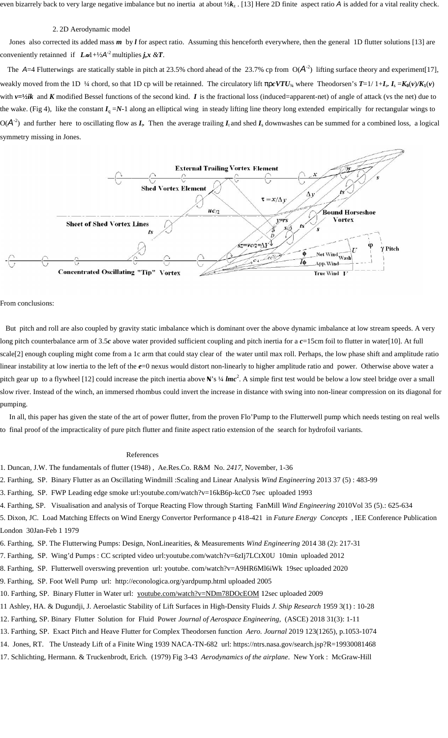even bizarrely back to very large negative imbalance but no inertia at about ½$k_z$ . [13] Here 2D finite aspect ratio $A$ is added for a vital reality check.

## 2. 2D Aerodynamic model

Jones also corrected its added mass $m$ by $l$ for aspect ratio. Assuming this henceforth everywhere, then the general 1D flutter solutions [13] are conveniently retainned if $L\approx 1+½A^{-2}$ multiplies $j,x$ &$T$.

The $A$=4 Flutterwings are statically stable in pitch at 23.5% chord ahead of the 23.7% cp from O($A^{-2}$) lifting surface theory and experiment[17], weakly moved from the 1D ¼ chord, so that 1D cp will be retainned. The circulatory lift $\pi\rho cVTU_{¾}$ where Theodorsen's $T$=1/ 1+$I_s$. $I_s$ =$K_0(v)/K_1(v)$ with $v$=½$ik$ and $K$ modified Bessel functions of the second kind. $I$ is the fractional loss (induced=apparent-net) of angle of attack (vs the net) due to the wake. (Fig 4), like the constant $I_q$ =$N$-1 along an elliptical wing in steady lifting line theory long extended empirically for rectangular wings to O($A^{-2}$) and further here to oscillating flow as $I_t$. Then the average trailing $I_t$ and shed $I_s$ downwashes can be summed for a combined loss, a logical symmetry missing in Jones.

External Trailing Vortex Element
Shed Vortex Element
Sheet of Shed Vortex Lines
Concentrated Oscillating "Tip" Vortex
Bound Horseshoe Vortex
$\tau = x/\Delta y$
$uc/2$
$y=rs$
$s/\beta$
$ts$
$s$
$x$
$w$
$\Delta y$
D
$s_z=vc/2=\Delta Y$
$c$
$ec$
Net Wind
Wash
App. Wind
True Wind
$U$
$\phi$
$I\phi$
$\varphi$
$\gamma$ Pitch

From conclusions:

But pitch and roll are also coupled by gravity static imbalance which is dominant over the above dynamic imbalance at low stream speeds. A very long pitch counterbalance arm of 3.5$c$ above water provided sufficient coupling and pitch inertia for a $c$=15cm foil to flutter in water[10]. At full scale[2] enough coupling might come from a 1c arm that could stay clear of the water until max roll. Perhaps, the low phase shift and amplitude ratio linear instability at low inertia to the left of the $e$=0 nexus would distort non-linearly to higher amplitude ratio and power. Otherwise above water a pitch gear up to a flywheel [12] could increase the pitch inertia above **N**'s ¼ $lmc^2$. A simple first test would be below a low steel bridge over a small slow river. Instead of the winch, an immersed rhombus could invert the increase in distance with swing into non-linear compression on its diagonal for pumping.

In all, this paper has given the state of the art of power flutter, from the proven Flo'Pump to the Flutterwell pump which needs testing on real wells to final proof of the impracticality of pure pitch flutter and finite aspect ratio extension of the search for hydrofoil variants.

## References

1. Duncan, J.W. The fundamentals of flutter (1948) , Ae.Res.Co. R&M No. *2417*, November, 1-36
2. Farthing, SP. Binary Flutter as an Oscillating Windmill :Scaling and Linear Analysis *Wind Engineering* 2013 37 (5) : 483-99
3. Farthing, SP. FWP Leading edge smoke url:youtube.com/watch?v=16kB6p-kcC0 7sec uploaded 1993
4. Farthing, SP. Visualisation and analysis of Torque Reacting Flow through Starting FanMill *Wind Engineering* 2010Vol 35 (5).: 625-634
5. Dixon, JC. Load Matching Effects on Wind Energy Convertor Performance p 418-421 in *Future Energy Concepts* , IEE Conference Publication London 30Jan-Feb 1 1979
6. Farthing, SP. The Flutterwing Pumps: Design, NonLinearities, & Measurements *Wind Engineering* 2014 38 (2): 217-31
7. Farthing, SP. Wing'd Pumps : CC scripted video url:youtube.com/watch?v=6zIj7LCtX0U 10min uploaded 2012
8. Farthing, SP. Flutterwell overswing prevention url: youtube. com/watch?v=A9HR6Ml6iWk 19sec uploaded 2020
9. Farthing, SP. Foot Well Pump url: http://econologica.org/yardpump.html uploaded 2005
10. Farthing, SP. Binary Flutter in Water url: youtube.com/watch?v=NDm78DOcEOM 12sec uploaded 2009
11. Ashley, HA. & Dugundji, J. Aeroelastic Stability of Lift Surfaces in High-Density Fluids *J. Ship Research* 1959 3(1) : 10-28
12. Farthing, SP. Binary Flutter Solution for Fluid Power *Journal of Aerospace Engineering*, (ASCE) 2018 31(3): 1-11
13. Farthing, SP. Exact Pitch and Heave Flutter for Complex Theodorsen function *Aero. Journal* 2019 123(1265), p.1053-1074
14. Jones, RT. The Unsteady Lift of a Finite Wing 1939 NACA-TN-682 url: https://ntrs.nasa.gov/search.jsp?R=19930081468
17. Schlichting, Hermann. & Truckenbrodt, Erich. (1979) Fig 3-43 *Aerodynamics of the airplane*. New York : McGraw-Hill